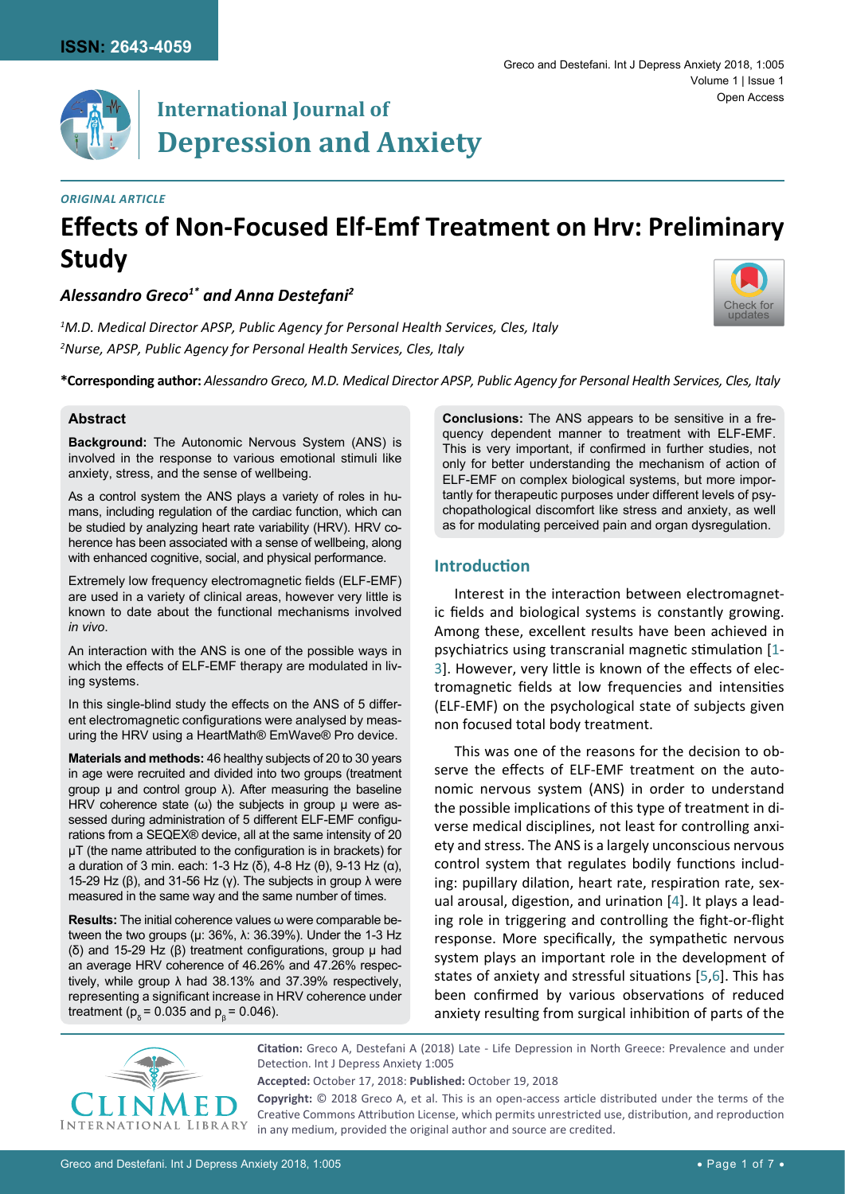ISSN: 2643-4059

# International Journal of Depression and Anxiety

*ORIGINAL ARTICLE*

# Effects of Non-Focused Elf-Emf Treatment on Hrv: Preliminary Study

***Alessandro Greco[1*] and Anna Destefani[2]***

*[1]M.D. Medical Director APSP, Public Agency for Personal Health Services, Cles, Italy*
*[2]Nurse, APSP, Public Agency for Personal Health Services, Cles, Italy*

**\*Corresponding author:** *Alessandro Greco, M.D. Medical Director APSP, Public Agency for Personal Health Services, Cles, Italy*

## Abstract

**Background:** The Autonomic Nervous System (ANS) is involved in the response to various emotional stimuli like anxiety, stress, and the sense of wellbeing.

As a control system the ANS plays a variety of roles in humans, including regulation of the cardiac function, which can be studied by analyzing heart rate variability (HRV). HRV coherence has been associated with a sense of wellbeing, along with enhanced cognitive, social, and physical performance.

Extremely low frequency electromagnetic fields (ELF-EMF) are used in a variety of clinical areas, however very little is known to date about the functional mechanisms involved *in vivo*.

An interaction with the ANS is one of the possible ways in which the effects of ELF-EMF therapy are modulated in living systems.

In this single-blind study the effects on the ANS of 5 different electromagnetic configurations were analysed by measuring the HRV using a HeartMath® EmWave® Pro device.

**Materials and methods:** 46 healthy subjects of 20 to 30 years in age were recruited and divided into two groups (treatment group μ and control group λ). After measuring the baseline HRV coherence state (ω) the subjects in group μ were assessed during administration of 5 different ELF-EMF configurations from a SEQEX® device, all at the same intensity of 20 μT (the name attributed to the configuration is in brackets) for a duration of 3 min. each: 1-3 Hz (δ), 4-8 Hz (θ), 9-13 Hz (α), 15-29 Hz (β), and 31-56 Hz (γ). The subjects in group λ were measured in the same way and the same number of times.

**Results:** The initial coherence values ω were comparable between the two groups (μ: 36%, λ: 36.39%). Under the 1-3 Hz (δ) and 15-29 Hz (β) treatment configurations, group μ had an average HRV coherence of 46.26% and 47.26% respectively, while group λ had 38.13% and 37.39% respectively, representing a significant increase in HRV coherence under treatment ($p_\delta = 0.035$ and $p_\beta = 0.046$).

**Conclusions:** The ANS appears to be sensitive in a frequency dependent manner to treatment with ELF-EMF. This is very important, if confirmed in further studies, not only for better understanding the mechanism of action of ELF-EMF on complex biological systems, but more importantly for therapeutic purposes under different levels of psychopathological discomfort like stress and anxiety, as well as for modulating perceived pain and organ dysregulation.

## Introduction

Interest in the interaction between electromagnetic fields and biological systems is constantly growing. Among these, excellent results have been achieved in psychiatrics using transcranial magnetic stimulation [1-3]. However, very little is known of the effects of electromagnetic fields at low frequencies and intensities (ELF-EMF) on the psychological state of subjects given non focused total body treatment.

This was one of the reasons for the decision to observe the effects of ELF-EMF treatment on the autonomic nervous system (ANS) in order to understand the possible implications of this type of treatment in diverse medical disciplines, not least for controlling anxiety and stress. The ANS is a largely unconscious nervous control system that regulates bodily functions including: pupillary dilation, heart rate, respiration rate, sexual arousal, digestion, and urination [4]. It plays a leading role in triggering and controlling the fight-or-flight response. More specifically, the sympathetic nervous system plays an important role in the development of states of anxiety and stressful situations [5,6]. This has been confirmed by various observations of reduced anxiety resulting from surgical inhibition of parts of the

**Citation:** Greco A, Destefani A (2018) Late - Life Depression in North Greece: Prevalence and under Detection. Int J Depress Anxiety 1:005

**Accepted:** October 17, 2018: **Published:** October 19, 2018

**Copyright:** © 2018 Greco A, et al. This is an open-access article distributed under the terms of the Creative Commons Attribution License, which permits unrestricted use, distribution, and reproduction in any medium, provided the original author and source are credited.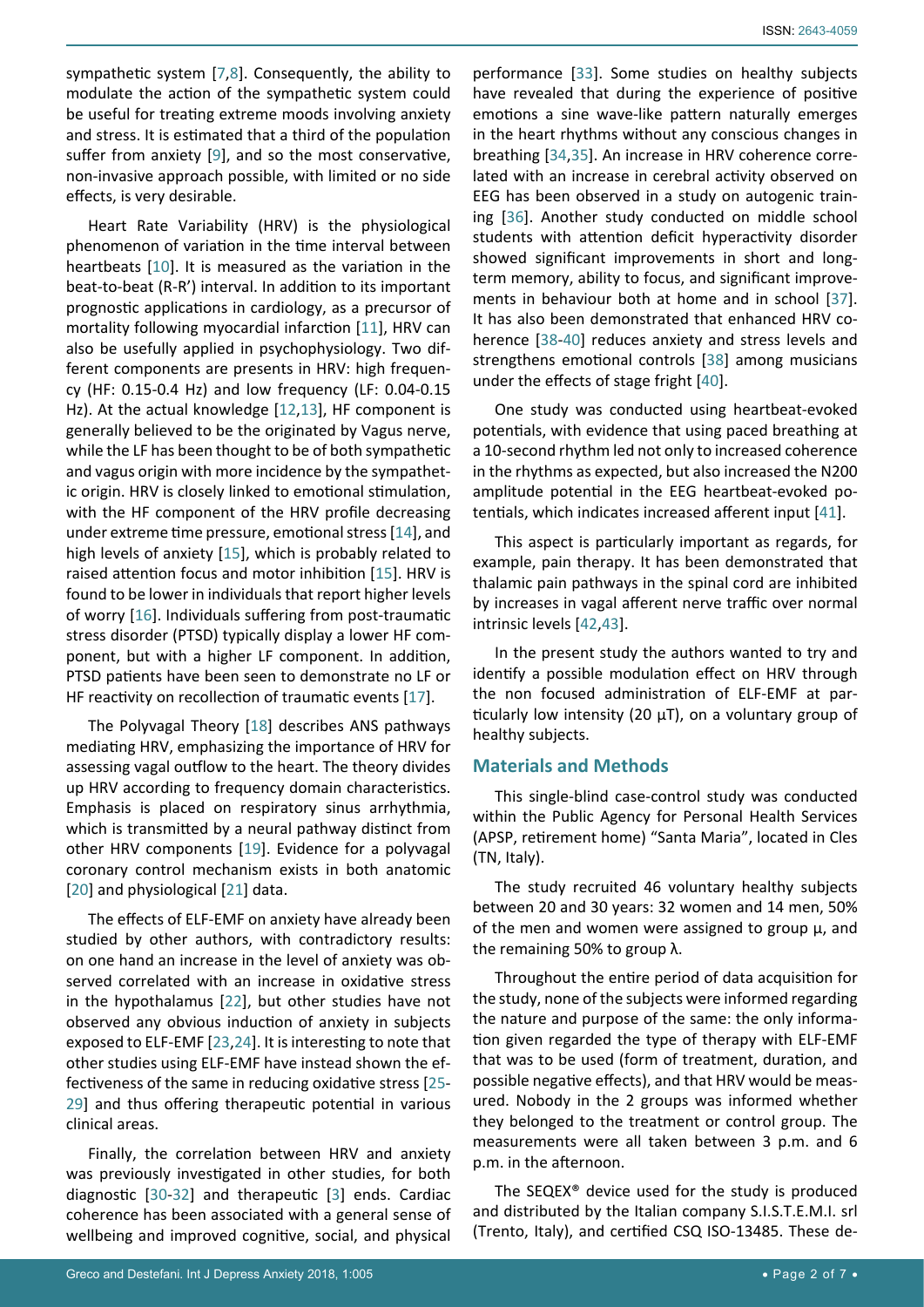sympathetic system [7,8]. Consequently, the ability to modulate the action of the sympathetic system could be useful for treating extreme moods involving anxiety and stress. It is estimated that a third of the population suffer from anxiety [9], and so the most conservative, non-invasive approach possible, with limited or no side effects, is very desirable.

Heart Rate Variability (HRV) is the physiological phenomenon of variation in the time interval between heartbeats [10]. It is measured as the variation in the beat-to-beat (R-R') interval. In addition to its important prognostic applications in cardiology, as a precursor of mortality following myocardial infarction [11], HRV can also be usefully applied in psychophysiology. Two different components are presents in HRV: high frequency (HF: 0.15-0.4 Hz) and low frequency (LF: 0.04-0.15 Hz). At the actual knowledge [12,13], HF component is generally believed to be the originated by Vagus nerve, while the LF has been thought to be of both sympathetic and vagus origin with more incidence by the sympathetic origin. HRV is closely linked to emotional stimulation, with the HF component of the HRV profile decreasing under extreme time pressure, emotional stress [14], and high levels of anxiety [15], which is probably related to raised attention focus and motor inhibition [15]. HRV is found to be lower in individuals that report higher levels of worry [16]. Individuals suffering from post-traumatic stress disorder (PTSD) typically display a lower HF component, but with a higher LF component. In addition, PTSD patients have been seen to demonstrate no LF or HF reactivity on recollection of traumatic events [17].

The Polyvagal Theory [18] describes ANS pathways mediating HRV, emphasizing the importance of HRV for assessing vagal outflow to the heart. The theory divides up HRV according to frequency domain characteristics. Emphasis is placed on respiratory sinus arrhythmia, which is transmitted by a neural pathway distinct from other HRV components [19]. Evidence for a polyvagal coronary control mechanism exists in both anatomic [20] and physiological [21] data.

The effects of ELF-EMF on anxiety have already been studied by other authors, with contradictory results: on one hand an increase in the level of anxiety was observed correlated with an increase in oxidative stress in the hypothalamus [22], but other studies have not observed any obvious induction of anxiety in subjects exposed to ELF-EMF [23,24]. It is interesting to note that other studies using ELF-EMF have instead shown the effectiveness of the same in reducing oxidative stress [25-29] and thus offering therapeutic potential in various clinical areas.

Finally, the correlation between HRV and anxiety was previously investigated in other studies, for both diagnostic [30-32] and therapeutic [3] ends. Cardiac coherence has been associated with a general sense of wellbeing and improved cognitive, social, and physical performance [33]. Some studies on healthy subjects have revealed that during the experience of positive emotions a sine wave-like pattern naturally emerges in the heart rhythms without any conscious changes in breathing [34,35]. An increase in HRV coherence correlated with an increase in cerebral activity observed on EEG has been observed in a study on autogenic training [36]. Another study conducted on middle school students with attention deficit hyperactivity disorder showed significant improvements in short and long-term memory, ability to focus, and significant improvements in behaviour both at home and in school [37]. It has also been demonstrated that enhanced HRV coherence [38-40] reduces anxiety and stress levels and strengthens emotional controls [38] among musicians under the effects of stage fright [40].

One study was conducted using heartbeat-evoked potentials, with evidence that using paced breathing at a 10-second rhythm led not only to increased coherence in the rhythms as expected, but also increased the N200 amplitude potential in the EEG heartbeat-evoked potentials, which indicates increased afferent input [41].

This aspect is particularly important as regards, for example, pain therapy. It has been demonstrated that thalamic pain pathways in the spinal cord are inhibited by increases in vagal afferent nerve traffic over normal intrinsic levels [42,43].

In the present study the authors wanted to try and identify a possible modulation effect on HRV through the non focused administration of ELF-EMF at particularly low intensity (20 μT), on a voluntary group of healthy subjects.

## Materials and Methods

This single-blind case-control study was conducted within the Public Agency for Personal Health Services (APSP, retirement home) "Santa Maria", located in Cles (TN, Italy).

The study recruited 46 voluntary healthy subjects between 20 and 30 years: 32 women and 14 men, 50% of the men and women were assigned to group μ, and the remaining 50% to group λ.

Throughout the entire period of data acquisition for the study, none of the subjects were informed regarding the nature and purpose of the same: the only information given regarded the type of therapy with ELF-EMF that was to be used (form of treatment, duration, and possible negative effects), and that HRV would be measured. Nobody in the 2 groups was informed whether they belonged to the treatment or control group. The measurements were all taken between 3 p.m. and 6 p.m. in the afternoon.

The SEQEX® device used for the study is produced and distributed by the Italian company S.I.S.T.E.M.I. srl (Trento, Italy), and certified CSQ ISO-13485. These de-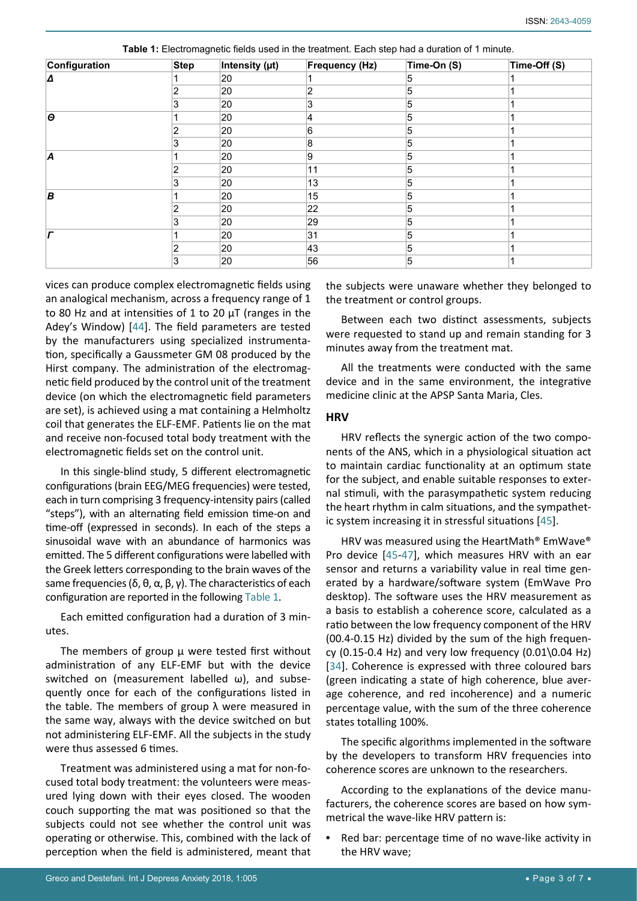**Table 1:** Electromagnetic fields used in the treatment. Each step had a duration of 1 minute.

| Configuration | Step | Intensity (µt) | Frequency (Hz) | Time-On (S) | Time-Off (S) |
|---|---|---|---|---|---|
| *Δ* | 1 | 20 | 1 | 5 | 1 |
| | 2 | 20 | 2 | 5 | 1 |
| | 3 | 20 | 3 | 5 | 1 |
| *Θ* | 1 | 20 | 4 | 5 | 1 |
| | 2 | 20 | 6 | 5 | 1 |
| | 3 | 20 | 8 | 5 | 1 |
| *Α* | 1 | 20 | 9 | 5 | 1 |
| | 2 | 20 | 11 | 5 | 1 |
| | 3 | 20 | 13 | 5 | 1 |
| *Β* | 1 | 20 | 15 | 5 | 1 |
| | 2 | 20 | 22 | 5 | 1 |
| | 3 | 20 | 29 | 5 | 1 |
| *Γ* | 1 | 20 | 31 | 5 | 1 |
| | 2 | 20 | 43 | 5 | 1 |
| | 3 | 20 | 56 | 5 | 1 |

vices can produce complex electromagnetic fields using an analogical mechanism, across a frequency range of 1 to 80 Hz and at intensities of 1 to 20 µT (ranges in the Adey's Window) [44]. The field parameters are tested by the manufacturers using specialized instrumentation, specifically a Gaussmeter GM 08 produced by the Hirst company. The administration of the electromagnetic field produced by the control unit of the treatment device (on which the electromagnetic field parameters are set), is achieved using a mat containing a Helmholtz coil that generates the ELF-EMF. Patients lie on the mat and receive non-focused total body treatment with the electromagnetic fields set on the control unit.

In this single-blind study, 5 different electromagnetic configurations (brain EEG/MEG frequencies) were tested, each in turn comprising 3 frequency-intensity pairs (called "steps"), with an alternating field emission time-on and time-off (expressed in seconds). In each of the steps a sinusoidal wave with an abundance of harmonics was emitted. The 5 different configurations were labelled with the Greek letters corresponding to the brain waves of the same frequencies (δ, θ, α, β, γ). The characteristics of each configuration are reported in the following Table 1.

Each emitted configuration had a duration of 3 minutes.

The members of group µ were tested first without administration of any ELF-EMF but with the device switched on (measurement labelled ω), and subsequently once for each of the configurations listed in the table. The members of group λ were measured in the same way, always with the device switched on but not administering ELF-EMF. All the subjects in the study were thus assessed 6 times.

Treatment was administered using a mat for non-focused total body treatment: the volunteers were measured lying down with their eyes closed. The wooden couch supporting the mat was positioned so that the subjects could not see whether the control unit was operating or otherwise. This, combined with the lack of perception when the field is administered, meant that the subjects were unaware whether they belonged to the treatment or control groups.

Between each two distinct assessments, subjects were requested to stand up and remain standing for 3 minutes away from the treatment mat.

All the treatments were conducted with the same device and in the same environment, the integrative medicine clinic at the APSP Santa Maria, Cles.

## HRV

HRV reflects the synergic action of the two components of the ANS, which in a physiological situation act to maintain cardiac functionality at an optimum state for the subject, and enable suitable responses to external stimuli, with the parasympathetic system reducing the heart rhythm in calm situations, and the sympathetic system increasing it in stressful situations [45].

HRV was measured using the HeartMath® EmWave® Pro device [45-47], which measures HRV with an ear sensor and returns a variability value in real time generated by a hardware/software system (EmWave Pro desktop). The software uses the HRV measurement as a basis to establish a coherence score, calculated as a ratio between the low frequency component of the HRV (00.4-0.15 Hz) divided by the sum of the high frequency (0.15-0.4 Hz) and very low frequency (0.01\0.04 Hz) [34]. Coherence is expressed with three coloured bars (green indicating a state of high coherence, blue average coherence, and red incoherence) and a numeric percentage value, with the sum of the three coherence states totalling 100%.

The specific algorithms implemented in the software by the developers to transform HRV frequencies into coherence scores are unknown to the researchers.

According to the explanations of the device manufacturers, the coherence scores are based on how symmetrical the wave-like HRV pattern is:

- Red bar: percentage time of no wave-like activity in the HRV wave;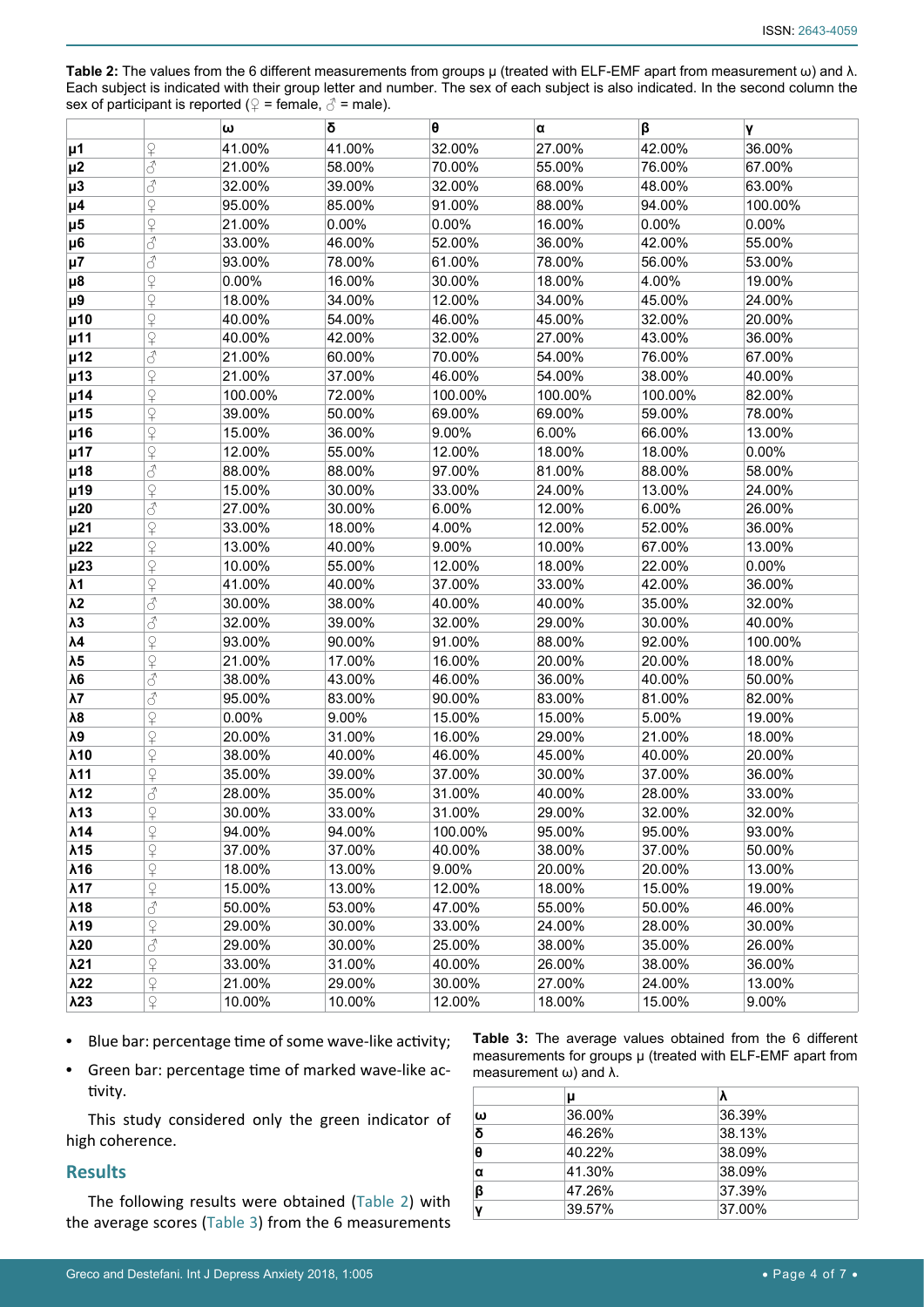**Table 2:** The values from the 6 different measurements from groups μ (treated with ELF-EMF apart from measurement ω) and λ. Each subject is indicated with their group letter and number. The sex of each subject is also indicated. In the second column the sex of participant is reported (♀ = female, ♂ = male).

| | | ω | δ | θ | α | β | γ |
|---|---|---|---|---|---|---|---|
| μ1 | ♀ | 41.00% | 41.00% | 32.00% | 27.00% | 42.00% | 36.00% |
| μ2 | ♂ | 21.00% | 58.00% | 70.00% | 55.00% | 76.00% | 67.00% |
| μ3 | ♂ | 32.00% | 39.00% | 32.00% | 68.00% | 48.00% | 63.00% |
| μ4 | ♀ | 95.00% | 85.00% | 91.00% | 88.00% | 94.00% | 100.00% |
| μ5 | ♀ | 21.00% | 0.00% | 0.00% | 16.00% | 0.00% | 0.00% |
| μ6 | ♂ | 33.00% | 46.00% | 52.00% | 36.00% | 42.00% | 55.00% |
| μ7 | ♂ | 93.00% | 78.00% | 61.00% | 78.00% | 56.00% | 53.00% |
| μ8 | ♀ | 0.00% | 16.00% | 30.00% | 18.00% | 4.00% | 19.00% |
| μ9 | ♀ | 18.00% | 34.00% | 12.00% | 34.00% | 45.00% | 24.00% |
| μ10 | ♀ | 40.00% | 54.00% | 46.00% | 45.00% | 32.00% | 20.00% |
| μ11 | ♀ | 40.00% | 42.00% | 32.00% | 27.00% | 43.00% | 36.00% |
| μ12 | ♂ | 21.00% | 60.00% | 70.00% | 54.00% | 76.00% | 67.00% |
| μ13 | ♀ | 21.00% | 37.00% | 46.00% | 54.00% | 38.00% | 40.00% |
| μ14 | ♀ | 100.00% | 72.00% | 100.00% | 100.00% | 100.00% | 82.00% |
| μ15 | ♀ | 39.00% | 50.00% | 69.00% | 69.00% | 59.00% | 78.00% |
| μ16 | ♀ | 15.00% | 36.00% | 9.00% | 6.00% | 66.00% | 13.00% |
| μ17 | ♀ | 12.00% | 55.00% | 12.00% | 18.00% | 18.00% | 0.00% |
| μ18 | ♂ | 88.00% | 88.00% | 97.00% | 81.00% | 88.00% | 58.00% |
| μ19 | ♀ | 15.00% | 30.00% | 33.00% | 24.00% | 13.00% | 24.00% |
| μ20 | ♂ | 27.00% | 30.00% | 6.00% | 12.00% | 6.00% | 26.00% |
| μ21 | ♀ | 33.00% | 18.00% | 4.00% | 12.00% | 52.00% | 36.00% |
| μ22 | ♀ | 13.00% | 40.00% | 9.00% | 10.00% | 67.00% | 13.00% |
| μ23 | ♀ | 10.00% | 55.00% | 12.00% | 18.00% | 22.00% | 0.00% |
| λ1 | ♀ | 41.00% | 40.00% | 37.00% | 33.00% | 42.00% | 36.00% |
| λ2 | ♂ | 30.00% | 38.00% | 40.00% | 40.00% | 35.00% | 32.00% |
| λ3 | ♂ | 32.00% | 39.00% | 32.00% | 29.00% | 30.00% | 40.00% |
| λ4 | ♀ | 93.00% | 90.00% | 91.00% | 88.00% | 92.00% | 100.00% |
| λ5 | ♀ | 21.00% | 17.00% | 16.00% | 20.00% | 20.00% | 18.00% |
| λ6 | ♂ | 38.00% | 43.00% | 46.00% | 36.00% | 40.00% | 50.00% |
| λ7 | ♂ | 95.00% | 83.00% | 90.00% | 83.00% | 81.00% | 82.00% |
| λ8 | ♀ | 0.00% | 9.00% | 15.00% | 15.00% | 5.00% | 19.00% |
| λ9 | ♀ | 20.00% | 31.00% | 16.00% | 29.00% | 21.00% | 18.00% |
| λ10 | ♀ | 38.00% | 40.00% | 46.00% | 45.00% | 40.00% | 20.00% |
| λ11 | ♀ | 35.00% | 39.00% | 37.00% | 30.00% | 37.00% | 36.00% |
| λ12 | ♂ | 28.00% | 35.00% | 31.00% | 40.00% | 28.00% | 33.00% |
| λ13 | ♀ | 30.00% | 33.00% | 31.00% | 29.00% | 32.00% | 32.00% |
| λ14 | ♀ | 94.00% | 94.00% | 100.00% | 95.00% | 95.00% | 93.00% |
| λ15 | ♀ | 37.00% | 37.00% | 40.00% | 38.00% | 37.00% | 50.00% |
| λ16 | ♀ | 18.00% | 13.00% | 9.00% | 20.00% | 20.00% | 13.00% |
| λ17 | ♀ | 15.00% | 13.00% | 12.00% | 18.00% | 15.00% | 19.00% |
| λ18 | ♂ | 50.00% | 53.00% | 47.00% | 55.00% | 50.00% | 46.00% |
| λ19 | ♀ | 29.00% | 30.00% | 33.00% | 24.00% | 28.00% | 30.00% |
| λ20 | ♂ | 29.00% | 30.00% | 25.00% | 38.00% | 35.00% | 26.00% |
| λ21 | ♀ | 33.00% | 31.00% | 40.00% | 26.00% | 38.00% | 36.00% |
| λ22 | ♀ | 21.00% | 29.00% | 30.00% | 27.00% | 24.00% | 13.00% |
| λ23 | ♀ | 10.00% | 10.00% | 12.00% | 18.00% | 15.00% | 9.00% |

- Blue bar: percentage time of some wave-like activity;
- Green bar: percentage time of marked wave-like activity.

This study considered only the green indicator of high coherence.

## Results

The following results were obtained (Table 2) with the average scores (Table 3) from the 6 measurements

**Table 3:** The average values obtained from the 6 different measurements for groups μ (treated with ELF-EMF apart from measurement ω) and λ.

| | μ | λ |
|---|---|---|
| ω | 36.00% | 36.39% |
| δ | 46.26% | 38.13% |
| θ | 40.22% | 38.09% |
| α | 41.30% | 38.09% |
| β | 47.26% | 37.39% |
| γ | 39.57% | 37.00% |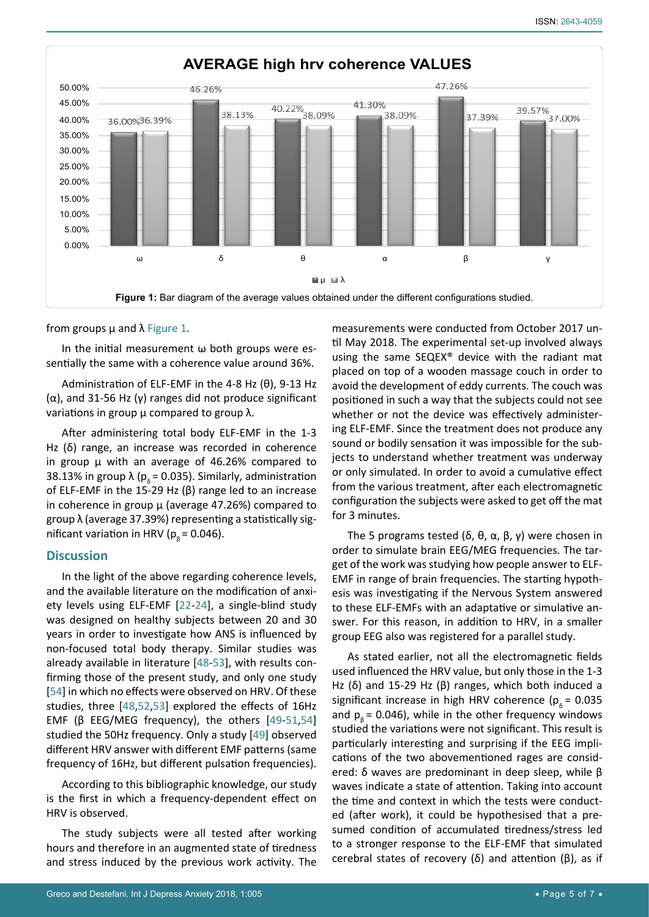Figure 1: Bar diagram of the average values obtained under the different configurations studied.

from groups μ and λ Figure 1.

In the initial measurement ω both groups were essentially the same with a coherence value around 36%.

Administration of ELF-EMF in the 4-8 Hz (θ), 9-13 Hz (α), and 31-56 Hz (γ) ranges did not produce significant variations in group μ compared to group λ.

After administering total body ELF-EMF in the 1-3 Hz (δ) range, an increase was recorded in coherence in group μ with an average of 46.26% compared to 38.13% in group λ ($p_δ = 0.035$). Similarly, administration of ELF-EMF in the 15-29 Hz (β) range led to an increase in coherence in group μ (average 47.26%) compared to group λ (average 37.39%) representing a statistically significant variation in HRV ($p_β = 0.046$).

## Discussion

In the light of the above regarding coherence levels, and the available literature on the modification of anxiety levels using ELF-EMF [22-24], a single-blind study was designed on healthy subjects between 20 and 30 years in order to investigate how ANS is influenced by non-focused total body therapy. Similar studies was already available in literature [48-53], with results confirming those of the present study, and only one study [54] in which no effects were observed on HRV. Of these studies, three [48,52,53] explored the effects of 16Hz EMF (β EEG/MEG frequency), the others [49-51,54] studied the 50Hz frequency. Only a study [49] observed different HRV answer with different EMF patterns (same frequency of 16Hz, but different pulsation frequencies).

According to this bibliographic knowledge, our study is the first in which a frequency-dependent effect on HRV is observed.

The study subjects were all tested after working hours and therefore in an augmented state of tiredness and stress induced by the previous work activity. The measurements were conducted from October 2017 until May 2018. The experimental set-up involved always using the same SEQEX® device with the radiant mat placed on top of a wooden massage couch in order to avoid the development of eddy currents. The couch was positioned in such a way that the subjects could not see whether or not the device was effectively administering ELF-EMF. Since the treatment does not produce any sound or bodily sensation it was impossible for the subjects to understand whether treatment was underway or only simulated. In order to avoid a cumulative effect from the various treatment, after each electromagnetic configuration the subjects were asked to get off the mat for 3 minutes.

The 5 programs tested (δ, θ, α, β, γ) were chosen in order to simulate brain EEG/MEG frequencies. The target of the work was studying how people answer to ELF-EMF in range of brain frequencies. The starting hypothesis was investigating if the Nervous System answered to these ELF-EMFs with an adaptative or simulative answer. For this reason, in addition to HRV, in a smaller group EEG also was registered for a parallel study.

As stated earlier, not all the electromagnetic fields used influenced the HRV value, but only those in the 1-3 Hz (δ) and 15-29 Hz (β) ranges, which both induced a significant increase in high HRV coherence ($p_δ = 0.035$ and $p_β = 0.046$), while in the other frequency windows studied the variations were not significant. This result is particularly interesting and surprising if the EEG implications of the two abovementioned rages are considered: δ waves are predominant in deep sleep, while β waves indicate a state of attention. Taking into account the time and context in which the tests were conducted (after work), it could be hypothesised that a presumed condition of accumulated tiredness/stress led to a stronger response to the ELF-EMF that simulated cerebral states of recovery (δ) and attention (β), as if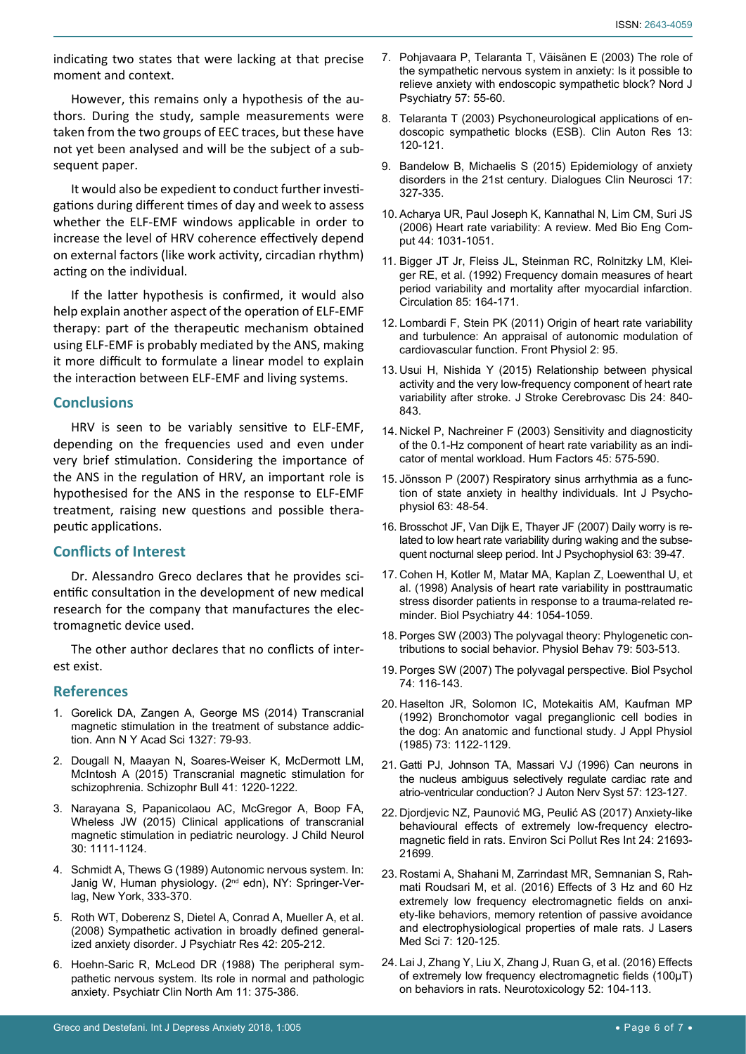indicating two states that were lacking at that precise moment and context.

However, this remains only a hypothesis of the authors. During the study, sample measurements were taken from the two groups of EEC traces, but these have not yet been analysed and will be the subject of a subsequent paper.

It would also be expedient to conduct further investigations during different times of day and week to assess whether the ELF-EMF windows applicable in order to increase the level of HRV coherence effectively depend on external factors (like work activity, circadian rhythm) acting on the individual.

If the latter hypothesis is confirmed, it would also help explain another aspect of the operation of ELF-EMF therapy: part of the therapeutic mechanism obtained using ELF-EMF is probably mediated by the ANS, making it more difficult to formulate a linear model to explain the interaction between ELF-EMF and living systems.

## Conclusions

HRV is seen to be variably sensitive to ELF-EMF, depending on the frequencies used and even under very brief stimulation. Considering the importance of the ANS in the regulation of HRV, an important role is hypothesised for the ANS in the response to ELF-EMF treatment, raising new questions and possible therapeutic applications.

## Conflicts of Interest

Dr. Alessandro Greco declares that he provides scientific consultation in the development of new medical research for the company that manufactures the electromagnetic device used.

The other author declares that no conflicts of interest exist.

## References

1. Gorelick DA, Zangen A, George MS (2014) Transcranial magnetic stimulation in the treatment of substance addiction. Ann N Y Acad Sci 1327: 79-93.
2. Dougall N, Maayan N, Soares-Weiser K, McDermott LM, McIntosh A (2015) Transcranial magnetic stimulation for schizophrenia. Schizophr Bull 41: 1220-1222.
3. Narayana S, Papanicolaou AC, McGregor A, Boop FA, Wheless JW (2015) Clinical applications of transcranial magnetic stimulation in pediatric neurology. J Child Neurol 30: 1111-1124.
4. Schmidt A, Thews G (1989) Autonomic nervous system. In: Janig W, Human physiology. (2nd edn), NY: Springer-Verlag, New York, 333-370.
5. Roth WT, Doberenz S, Dietel A, Conrad A, Mueller A, et al. (2008) Sympathetic activation in broadly defined generalized anxiety disorder. J Psychiatr Res 42: 205-212.
6. Hoehn-Saric R, McLeod DR (1988) The peripheral sympathetic nervous system. Its role in normal and pathologic anxiety. Psychiatr Clin North Am 11: 375-386.
7. Pohjavaara P, Telaranta T, Väisänen E (2003) The role of the sympathetic nervous system in anxiety: Is it possible to relieve anxiety with endoscopic sympathetic block? Nord J Psychiatry 57: 55-60.
8. Telaranta T (2003) Psychoneurological applications of endoscopic sympathetic blocks (ESB). Clin Auton Res 13: 120-121.
9. Bandelow B, Michaelis S (2015) Epidemiology of anxiety disorders in the 21st century. Dialogues Clin Neurosci 17: 327-335.
10. Acharya UR, Paul Joseph K, Kannathal N, Lim CM, Suri JS (2006) Heart rate variability: A review. Med Bio Eng Comput 44: 1031-1051.
11. Bigger JT Jr, Fleiss JL, Steinman RC, Rolnitzky LM, Kleiger RE, et al. (1992) Frequency domain measures of heart period variability and mortality after myocardial infarction. Circulation 85: 164-171.
12. Lombardi F, Stein PK (2011) Origin of heart rate variability and turbulence: An appraisal of autonomic modulation of cardiovascular function. Front Physiol 2: 95.
13. Usui H, Nishida Y (2015) Relationship between physical activity and the very low-frequency component of heart rate variability after stroke. J Stroke Cerebrovasc Dis 24: 840-843.
14. Nickel P, Nachreiner F (2003) Sensitivity and diagnosticity of the 0.1-Hz component of heart rate variability as an indicator of mental workload. Hum Factors 45: 575-590.
15. Jönsson P (2007) Respiratory sinus arrhythmia as a function of state anxiety in healthy individuals. Int J Psychophysiol 63: 48-54.
16. Brosschot JF, Van Dijk E, Thayer JF (2007) Daily worry is related to low heart rate variability during waking and the subsequent nocturnal sleep period. Int J Psychophysiol 63: 39-47.
17. Cohen H, Kotler M, Matar MA, Kaplan Z, Loewenthal U, et al. (1998) Analysis of heart rate variability in posttraumatic stress disorder patients in response to a trauma-related reminder. Biol Psychiatry 44: 1054-1059.
18. Porges SW (2003) The polyvagal theory: Phylogenetic contributions to social behavior. Physiol Behav 79: 503-513.
19. Porges SW (2007) The polyvagal perspective. Biol Psychol 74: 116-143.
20. Haselton JR, Solomon IC, Motekaitis AM, Kaufman MP (1992) Bronchomotor vagal preganglionic cell bodies in the dog: An anatomic and functional study. J Appl Physiol (1985) 73: 1122-1129.
21. Gatti PJ, Johnson TA, Massari VJ (1996) Can neurons in the nucleus ambiguus selectively regulate cardiac rate and atrio-ventricular conduction? J Auton Nerv Syst 57: 123-127.
22. Djordjevic NZ, Paunović MG, Peulić AS (2017) Anxiety-like behavioural effects of extremely low-frequency electromagnetic field in rats. Environ Sci Pollut Res Int 24: 21693-21699.
23. Rostami A, Shahani M, Zarrindast MR, Semnanian S, Rahmati Roudsari M, et al. (2016) Effects of 3 Hz and 60 Hz extremely low frequency electromagnetic fields on anxiety-like behaviors, memory retention of passive avoidance and electrophysiological properties of male rats. J Lasers Med Sci 7: 120-125.
24. Lai J, Zhang Y, Liu X, Zhang J, Ruan G, et al. (2016) Effects of extremely low frequency electromagnetic fields (100μT) on behaviors in rats. Neurotoxicology 52: 104-113.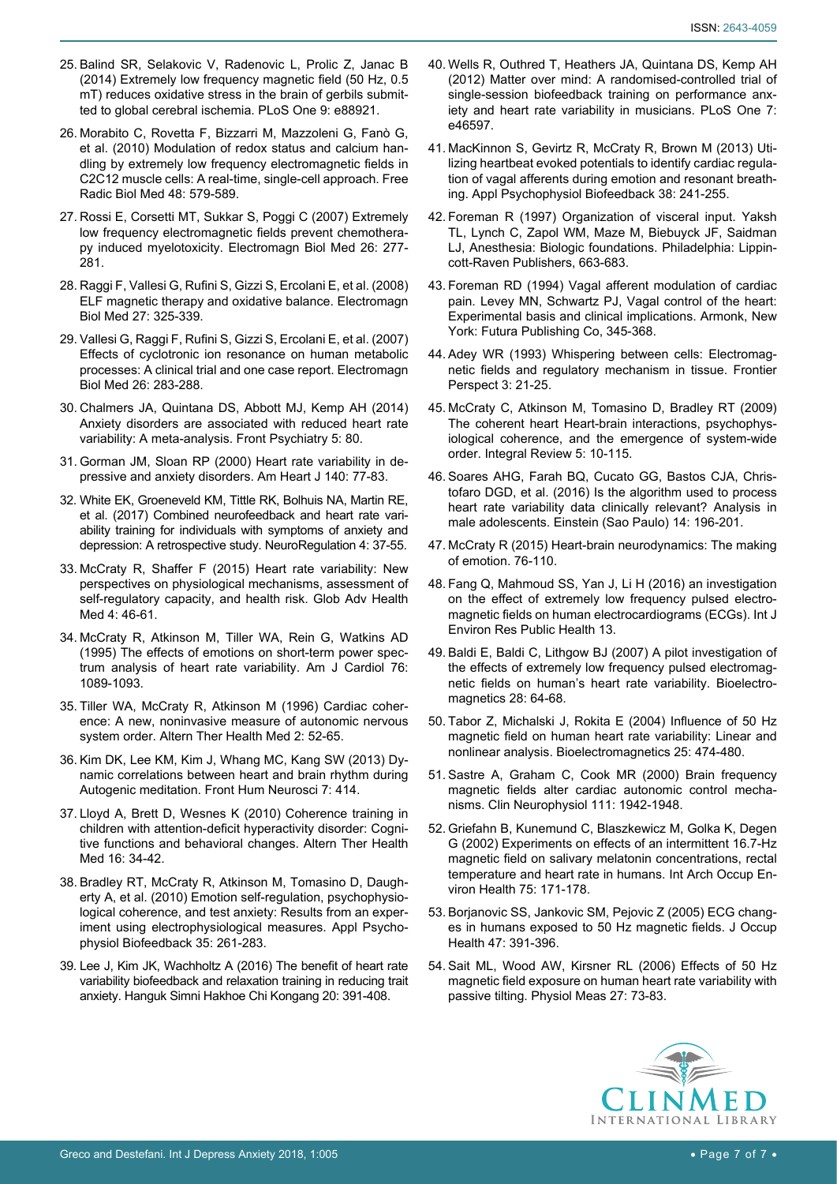25. Balind SR, Selakovic V, Radenovic L, Prolic Z, Janac B (2014) Extremely low frequency magnetic field (50 Hz, 0.5 mT) reduces oxidative stress in the brain of gerbils submitted to global cerebral ischemia. PLoS One 9: e88921.
26. Morabito C, Rovetta F, Bizzarri M, Mazzoleni G, Fanò G, et al. (2010) Modulation of redox status and calcium handling by extremely low frequency electromagnetic fields in C2C12 muscle cells: A real-time, single-cell approach. Free Radic Biol Med 48: 579-589.
27. Rossi E, Corsetti MT, Sukkar S, Poggi C (2007) Extremely low frequency electromagnetic fields prevent chemotherapy induced myelotoxicity. Electromagn Biol Med 26: 277-281.
28. Raggi F, Vallesi G, Rufini S, Gizzi S, Ercolani E, et al. (2008) ELF magnetic therapy and oxidative balance. Electromagn Biol Med 27: 325-339.
29. Vallesi G, Raggi F, Rufini S, Gizzi S, Ercolani E, et al. (2007) Effects of cyclotronic ion resonance on human metabolic processes: A clinical trial and one case report. Electromagn Biol Med 26: 283-288.
30. Chalmers JA, Quintana DS, Abbott MJ, Kemp AH (2014) Anxiety disorders are associated with reduced heart rate variability: A meta-analysis. Front Psychiatry 5: 80.
31. Gorman JM, Sloan RP (2000) Heart rate variability in depressive and anxiety disorders. Am Heart J 140: 77-83.
32. White EK, Groeneveld KM, Tittle RK, Bolhuis NA, Martin RE, et al. (2017) Combined neurofeedback and heart rate variability training for individuals with symptoms of anxiety and depression: A retrospective study. NeuroRegulation 4: 37-55.
33. McCraty R, Shaffer F (2015) Heart rate variability: New perspectives on physiological mechanisms, assessment of self-regulatory capacity, and health risk. Glob Adv Health Med 4: 46-61.
34. McCraty R, Atkinson M, Tiller WA, Rein G, Watkins AD (1995) The effects of emotions on short-term power spectrum analysis of heart rate variability. Am J Cardiol 76: 1089-1093.
35. Tiller WA, McCraty R, Atkinson M (1996) Cardiac coherence: A new, noninvasive measure of autonomic nervous system order. Altern Ther Health Med 2: 52-65.
36. Kim DK, Lee KM, Kim J, Whang MC, Kang SW (2013) Dynamic correlations between heart and brain rhythm during Autogenic meditation. Front Hum Neurosci 7: 414.
37. Lloyd A, Brett D, Wesnes K (2010) Coherence training in children with attention-deficit hyperactivity disorder: Cognitive functions and behavioral changes. Altern Ther Health Med 16: 34-42.
38. Bradley RT, McCraty R, Atkinson M, Tomasino D, Daugherty A, et al. (2010) Emotion self-regulation, psychophysiological coherence, and test anxiety: Results from an experiment using electrophysiological measures. Appl Psychophysiol Biofeedback 35: 261-283.
39. Lee J, Kim JK, Wachholtz A (2016) The benefit of heart rate variability biofeedback and relaxation training in reducing trait anxiety. Hanguk Simni Hakhoe Chi Kongang 20: 391-408.
40. Wells R, Outhred T, Heathers JA, Quintana DS, Kemp AH (2012) Matter over mind: A randomised-controlled trial of single-session biofeedback training on performance anxiety and heart rate variability in musicians. PLoS One 7: e46597.
41. MacKinnon S, Gevirtz R, McCraty R, Brown M (2013) Utilizing heartbeat evoked potentials to identify cardiac regulation of vagal afferents during emotion and resonant breathing. Appl Psychophysiol Biofeedback 38: 241-255.
42. Foreman R (1997) Organization of visceral input. Yaksh TL, Lynch C, Zapol WM, Maze M, Biebuyck JF, Saidman LJ, Anesthesia: Biologic foundations. Philadelphia: Lippincott-Raven Publishers, 663-683.
43. Foreman RD (1994) Vagal afferent modulation of cardiac pain. Levey MN, Schwartz PJ, Vagal control of the heart: Experimental basis and clinical implications. Armonk, New York: Futura Publishing Co, 345-368.
44. Adey WR (1993) Whispering between cells: Electromagnetic fields and regulatory mechanism in tissue. Frontier Perspect 3: 21-25.
45. McCraty C, Atkinson M, Tomasino D, Bradley RT (2009) The coherent heart Heart-brain interactions, psychophysiological coherence, and the emergence of system-wide order. Integral Review 5: 10-115.
46. Soares AHG, Farah BQ, Cucato GG, Bastos CJA, Christofaro DGD, et al. (2016) Is the algorithm used to process heart rate variability data clinically relevant? Analysis in male adolescents. Einstein (Sao Paulo) 14: 196-201.
47. McCraty R (2015) Heart-brain neurodynamics: The making of emotion. 76-110.
48. Fang Q, Mahmoud SS, Yan J, Li H (2016) an investigation on the effect of extremely low frequency pulsed electromagnetic fields on human electrocardiograms (ECGs). Int J Environ Res Public Health 13.
49. Baldi E, Baldi C, Lithgow BJ (2007) A pilot investigation of the effects of extremely low frequency pulsed electromagnetic fields on human's heart rate variability. Bioelectromagnetics 28: 64-68.
50. Tabor Z, Michalski J, Rokita E (2004) Influence of 50 Hz magnetic field on human heart rate variability: Linear and nonlinear analysis. Bioelectromagnetics 25: 474-480.
51. Sastre A, Graham C, Cook MR (2000) Brain frequency magnetic fields alter cardiac autonomic control mechanisms. Clin Neurophysiol 111: 1942-1948.
52. Griefahn B, Kunemund C, Blaszkewicz M, Golka K, Degen G (2002) Experiments on effects of an intermittent 16.7-Hz magnetic field on salivary melatonin concentrations, rectal temperature and heart rate in humans. Int Arch Occup Environ Health 75: 171-178.
53. Borjanovic SS, Jankovic SM, Pejovic Z (2005) ECG changes in humans exposed to 50 Hz magnetic fields. J Occup Health 47: 391-396.
54. Sait ML, Wood AW, Kirsner RL (2006) Effects of 50 Hz magnetic field exposure on human heart rate variability with passive tilting. Physiol Meas 27: 73-83.